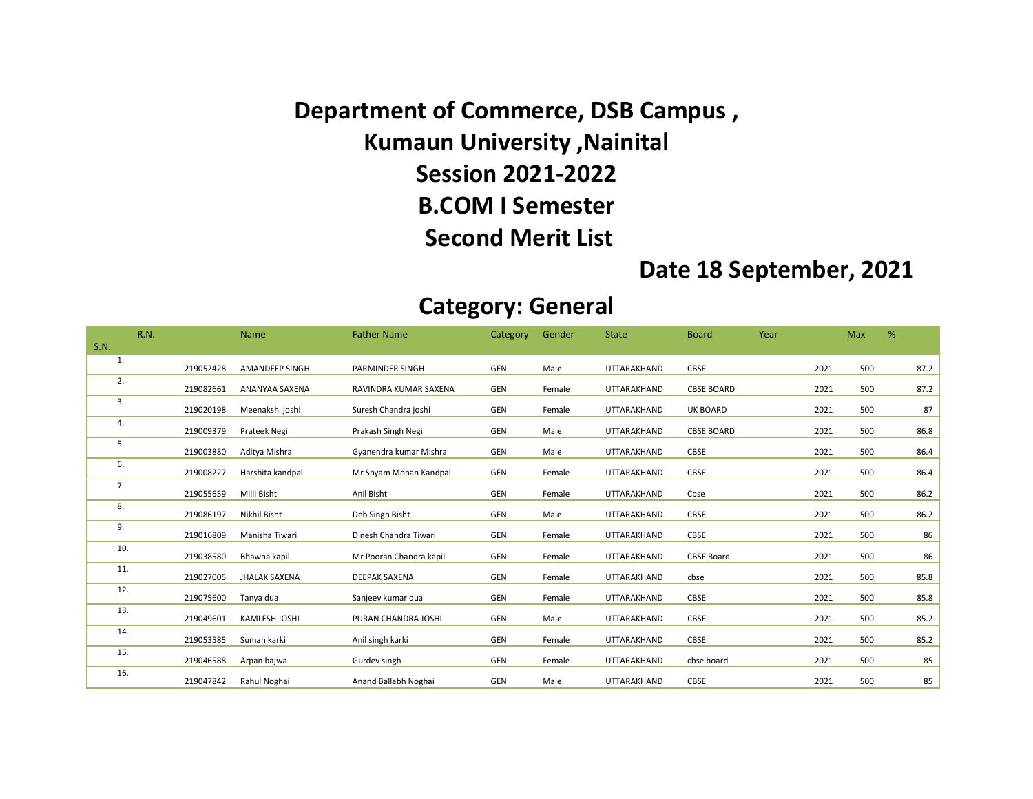# Department of Commerce, DSB Campus ,

# Kumaun University ,Nainital

# Session 2021-2022

# B.COM I Semester

# Second Merit List

**Date 18 September, 2021**

## Category: General

| S.N. | R.N. | Name | Father Name | Category | Gender | State | Board | Year | Max | % |
|---|---|---|---|---|---|---|---|---|---|---|
| 1. | 219052428 | AMANDEEP SINGH | PARMINDER SINGH | GEN | Male | UTTARAKHAND | CBSE | 2021 | 500 | 87.2 |
| 2. | 219082661 | ANANYAA SAXENA | RAVINDRA KUMAR SAXENA | GEN | Female | UTTARAKHAND | CBSE BOARD | 2021 | 500 | 87.2 |
| 3. | 219020198 | Meenakshi joshi | Suresh Chandra joshi | GEN | Female | UTTARAKHAND | UK BOARD | 2021 | 500 | 87 |
| 4. | 219009379 | Prateek Negi | Prakash Singh Negi | GEN | Male | UTTARAKHAND | CBSE BOARD | 2021 | 500 | 86.8 |
| 5. | 219003880 | Aditya Mishra | Gyanendra kumar Mishra | GEN | Male | UTTARAKHAND | CBSE | 2021 | 500 | 86.4 |
| 6. | 219008227 | Harshita kandpal | Mr Shyam Mohan Kandpal | GEN | Female | UTTARAKHAND | CBSE | 2021 | 500 | 86.4 |
| 7. | 219055659 | Milli Bisht | Anil Bisht | GEN | Female | UTTARAKHAND | Cbse | 2021 | 500 | 86.2 |
| 8. | 219086197 | Nikhil Bisht | Deb Singh Bisht | GEN | Male | UTTARAKHAND | CBSE | 2021 | 500 | 86.2 |
| 9. | 219016809 | Manisha Tiwari | Dinesh Chandra Tiwari | GEN | Female | UTTARAKHAND | CBSE | 2021 | 500 | 86 |
| 10. | 219038580 | Bhawna kapil | Mr Pooran Chandra kapil | GEN | Female | UTTARAKHAND | CBSE Board | 2021 | 500 | 86 |
| 11. | 219027005 | JHALAK SAXENA | DEEPAK SAXENA | GEN | Female | UTTARAKHAND | cbse | 2021 | 500 | 85.8 |
| 12. | 219075600 | Tanya dua | Sanjeev kumar dua | GEN | Female | UTTARAKHAND | CBSE | 2021 | 500 | 85.8 |
| 13. | 219049601 | KAMLESH JOSHI | PURAN CHANDRA JOSHI | GEN | Male | UTTARAKHAND | CBSE | 2021 | 500 | 85.2 |
| 14. | 219053585 | Suman karki | Anil singh karki | GEN | Female | UTTARAKHAND | CBSE | 2021 | 500 | 85.2 |
| 15. | 219046588 | Arpan bajwa | Gurdev singh | GEN | Female | UTTARAKHAND | cbse board | 2021 | 500 | 85 |
| 16. | 219047842 | Rahul Noghai | Anand Ballabh Noghai | GEN | Male | UTTARAKHAND | CBSE | 2021 | 500 | 85 |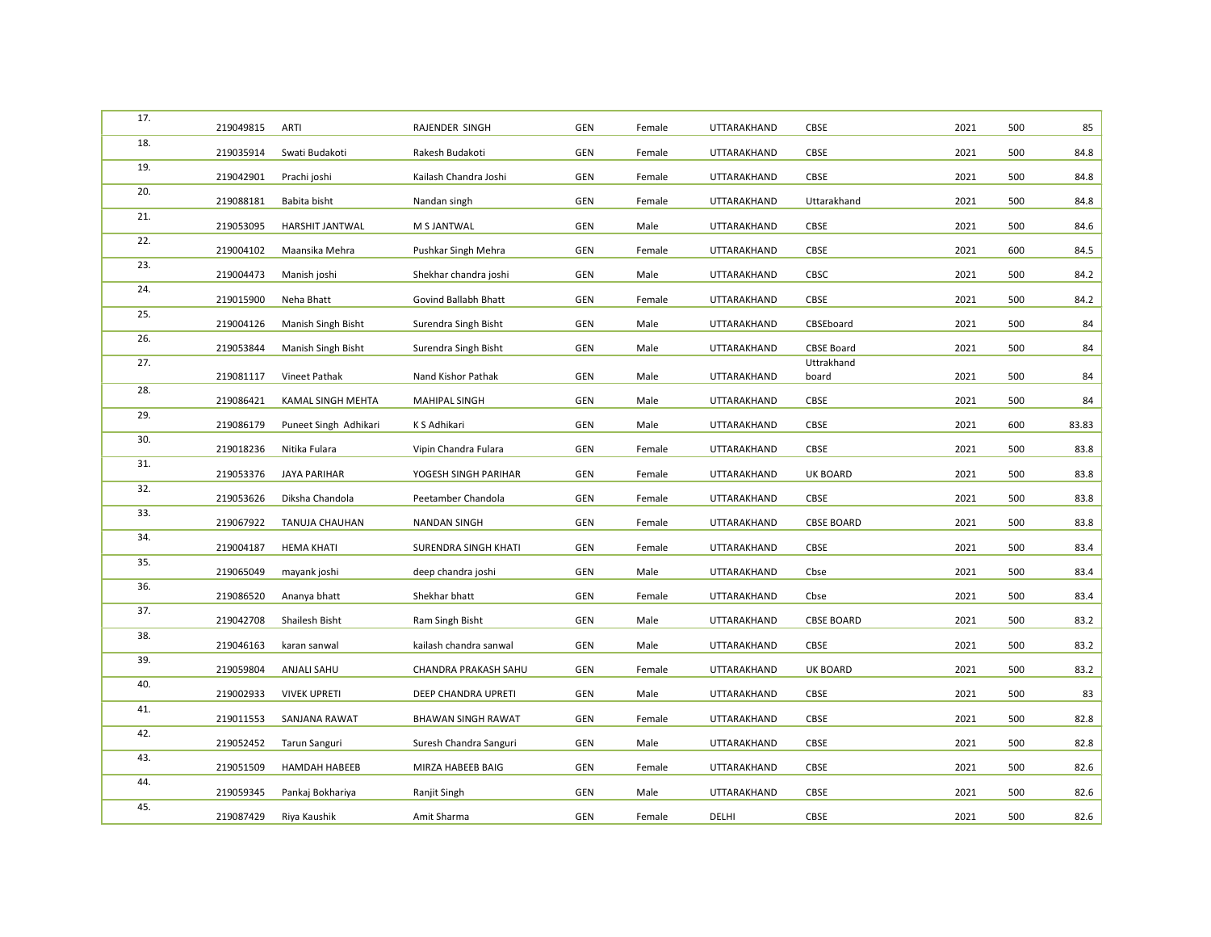| | | | | | | | | | | |
|---|---|---|---|---|---|---|---|---|---|---|
| 17. | 219049815 | ARTI | RAJENDER SINGH | GEN | Female | UTTARAKHAND | CBSE | 2021 | 500 | 85 |
| 18. | 219035914 | Swati Budakoti | Rakesh Budakoti | GEN | Female | UTTARAKHAND | CBSE | 2021 | 500 | 84.8 |
| 19. | 219042901 | Prachi joshi | Kailash Chandra Joshi | GEN | Female | UTTARAKHAND | CBSE | 2021 | 500 | 84.8 |
| 20. | 219088181 | Babita bisht | Nandan singh | GEN | Female | UTTARAKHAND | Uttarakhand | 2021 | 500 | 84.8 |
| 21. | 219053095 | HARSHIT JANTWAL | M S JANTWAL | GEN | Male | UTTARAKHAND | CBSE | 2021 | 500 | 84.6 |
| 22. | 219004102 | Maansika Mehra | Pushkar Singh Mehra | GEN | Female | UTTARAKHAND | CBSE | 2021 | 600 | 84.5 |
| 23. | 219004473 | Manish joshi | Shekhar chandra joshi | GEN | Male | UTTARAKHAND | CBSC | 2021 | 500 | 84.2 |
| 24. | 219015900 | Neha Bhatt | Govind Ballabh Bhatt | GEN | Female | UTTARAKHAND | CBSE | 2021 | 500 | 84.2 |
| 25. | 219004126 | Manish Singh Bisht | Surendra Singh Bisht | GEN | Male | UTTARAKHAND | CBSEboard | 2021 | 500 | 84 |
| 26. | 219053844 | Manish Singh Bisht | Surendra Singh Bisht | GEN | Male | UTTARAKHAND | CBSE Board | 2021 | 500 | 84 |
| 27. | 219081117 | Vineet Pathak | Nand Kishor Pathak | GEN | Male | UTTARAKHAND | Uttrakhand board | 2021 | 500 | 84 |
| 28. | 219086421 | KAMAL SINGH MEHTA | MAHIPAL SINGH | GEN | Male | UTTARAKHAND | CBSE | 2021 | 500 | 84 |
| 29. | 219086179 | Puneet Singh Adhikari | K S Adhikari | GEN | Male | UTTARAKHAND | CBSE | 2021 | 600 | 83.83 |
| 30. | 219018236 | Nitika Fulara | Vipin Chandra Fulara | GEN | Female | UTTARAKHAND | CBSE | 2021 | 500 | 83.8 |
| 31. | 219053376 | JAYA PARIHAR | YOGESH SINGH PARIHAR | GEN | Female | UTTARAKHAND | UK BOARD | 2021 | 500 | 83.8 |
| 32. | 219053626 | Diksha Chandola | Peetamber Chandola | GEN | Female | UTTARAKHAND | CBSE | 2021 | 500 | 83.8 |
| 33. | 219067922 | TANUJA CHAUHAN | NANDAN SINGH | GEN | Female | UTTARAKHAND | CBSE BOARD | 2021 | 500 | 83.8 |
| 34. | 219004187 | HEMA KHATI | SURENDRA SINGH KHATI | GEN | Female | UTTARAKHAND | CBSE | 2021 | 500 | 83.4 |
| 35. | 219065049 | mayank joshi | deep chandra joshi | GEN | Male | UTTARAKHAND | Cbse | 2021 | 500 | 83.4 |
| 36. | 219086520 | Ananya bhatt | Shekhar bhatt | GEN | Female | UTTARAKHAND | Cbse | 2021 | 500 | 83.4 |
| 37. | 219042708 | Shailesh Bisht | Ram Singh Bisht | GEN | Male | UTTARAKHAND | CBSE BOARD | 2021 | 500 | 83.2 |
| 38. | 219046163 | karan sanwal | kailash chandra sanwal | GEN | Male | UTTARAKHAND | CBSE | 2021 | 500 | 83.2 |
| 39. | 219059804 | ANJALI SAHU | CHANDRA PRAKASH SAHU | GEN | Female | UTTARAKHAND | UK BOARD | 2021 | 500 | 83.2 |
| 40. | 219002933 | VIVEK UPRETI | DEEP CHANDRA UPRETI | GEN | Male | UTTARAKHAND | CBSE | 2021 | 500 | 83 |
| 41. | 219011553 | SANJANA RAWAT | BHAWAN SINGH RAWAT | GEN | Female | UTTARAKHAND | CBSE | 2021 | 500 | 82.8 |
| 42. | 219052452 | Tarun Sanguri | Suresh Chandra Sanguri | GEN | Male | UTTARAKHAND | CBSE | 2021 | 500 | 82.8 |
| 43. | 219051509 | HAMDAH HABEEB | MIRZA HABEEB BAIG | GEN | Female | UTTARAKHAND | CBSE | 2021 | 500 | 82.6 |
| 44. | 219059345 | Pankaj Bokhariya | Ranjit Singh | GEN | Male | UTTARAKHAND | CBSE | 2021 | 500 | 82.6 |
| 45. | 219087429 | Riya Kaushik | Amit Sharma | GEN | Female | DELHI | CBSE | 2021 | 500 | 82.6 |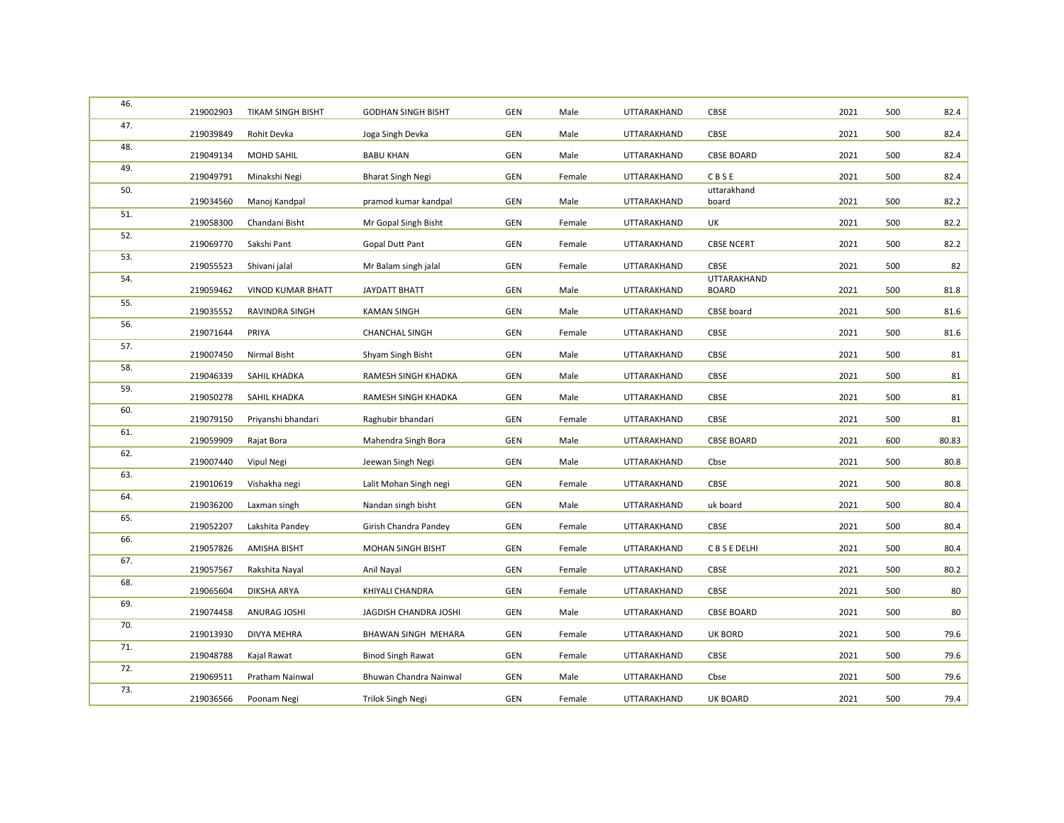| | | | | | | | | | | |
|---|---|---|---|---|---|---|---|---|---|---|
| 46. | 219002903 | TIKAM SINGH BISHT | GODHAN SINGH BISHT | GEN | Male | UTTARAKHAND | CBSE | 2021 | 500 | 82.4 |
| 47. | 219039849 | Rohit Devka | Joga Singh Devka | GEN | Male | UTTARAKHAND | CBSE | 2021 | 500 | 82.4 |
| 48. | 219049134 | MOHD SAHIL | BABU KHAN | GEN | Male | UTTARAKHAND | CBSE BOARD | 2021 | 500 | 82.4 |
| 49. | 219049791 | Minakshi Negi | Bharat Singh Negi | GEN | Female | UTTARAKHAND | C B S E | 2021 | 500 | 82.4 |
| 50. | 219034560 | Manoj Kandpal | pramod kumar kandpal | GEN | Male | UTTARAKHAND | uttarakhand board | 2021 | 500 | 82.2 |
| 51. | 219058300 | Chandani Bisht | Mr Gopal Singh Bisht | GEN | Female | UTTARAKHAND | UK | 2021 | 500 | 82.2 |
| 52. | 219069770 | Sakshi Pant | Gopal Dutt Pant | GEN | Female | UTTARAKHAND | CBSE NCERT | 2021 | 500 | 82.2 |
| 53. | 219055523 | Shivani jalal | Mr Balam singh jalal | GEN | Female | UTTARAKHAND | CBSE | 2021 | 500 | 82 |
| 54. | 219059462 | VINOD KUMAR BHATT | JAYDATT BHATT | GEN | Male | UTTARAKHAND | UTTARAKHAND BOARD | 2021 | 500 | 81.8 |
| 55. | 219035552 | RAVINDRA SINGH | KAMAN SINGH | GEN | Male | UTTARAKHAND | CBSE board | 2021 | 500 | 81.6 |
| 56. | 219071644 | PRIYA | CHANCHAL SINGH | GEN | Female | UTTARAKHAND | CBSE | 2021 | 500 | 81.6 |
| 57. | 219007450 | Nirmal Bisht | Shyam Singh Bisht | GEN | Male | UTTARAKHAND | CBSE | 2021 | 500 | 81 |
| 58. | 219046339 | SAHIL KHADKA | RAMESH SINGH KHADKA | GEN | Male | UTTARAKHAND | CBSE | 2021 | 500 | 81 |
| 59. | 219050278 | SAHIL KHADKA | RAMESH SINGH KHADKA | GEN | Male | UTTARAKHAND | CBSE | 2021 | 500 | 81 |
| 60. | 219079150 | Priyanshi bhandari | Raghubir bhandari | GEN | Female | UTTARAKHAND | CBSE | 2021 | 500 | 81 |
| 61. | 219059909 | Rajat Bora | Mahendra Singh Bora | GEN | Male | UTTARAKHAND | CBSE BOARD | 2021 | 600 | 80.83 |
| 62. | 219007440 | Vipul Negi | Jeewan Singh Negi | GEN | Male | UTTARAKHAND | Cbse | 2021 | 500 | 80.8 |
| 63. | 219010619 | Vishakha negi | Lalit Mohan Singh negi | GEN | Female | UTTARAKHAND | CBSE | 2021 | 500 | 80.8 |
| 64. | 219036200 | Laxman singh | Nandan singh bisht | GEN | Male | UTTARAKHAND | uk board | 2021 | 500 | 80.4 |
| 65. | 219052207 | Lakshita Pandey | Girish Chandra Pandey | GEN | Female | UTTARAKHAND | CBSE | 2021 | 500 | 80.4 |
| 66. | 219057826 | AMISHA BISHT | MOHAN SINGH BISHT | GEN | Female | UTTARAKHAND | C B S E DELHI | 2021 | 500 | 80.4 |
| 67. | 219057567 | Rakshita Nayal | Anil Nayal | GEN | Female | UTTARAKHAND | CBSE | 2021 | 500 | 80.2 |
| 68. | 219065604 | DIKSHA ARYA | KHIYALI CHANDRA | GEN | Female | UTTARAKHAND | CBSE | 2021 | 500 | 80 |
| 69. | 219074458 | ANURAG JOSHI | JAGDISH CHANDRA JOSHI | GEN | Male | UTTARAKHAND | CBSE BOARD | 2021 | 500 | 80 |
| 70. | 219013930 | DIVYA MEHRA | BHAWAN SINGH MEHARA | GEN | Female | UTTARAKHAND | UK BORD | 2021 | 500 | 79.6 |
| 71. | 219048788 | Kajal Rawat | Binod Singh Rawat | GEN | Female | UTTARAKHAND | CBSE | 2021 | 500 | 79.6 |
| 72. | 219069511 | Pratham Nainwal | Bhuwan Chandra Nainwal | GEN | Male | UTTARAKHAND | Cbse | 2021 | 500 | 79.6 |
| 73. | 219036566 | Poonam Negi | Trilok Singh Negi | GEN | Female | UTTARAKHAND | UK BOARD | 2021 | 500 | 79.4 |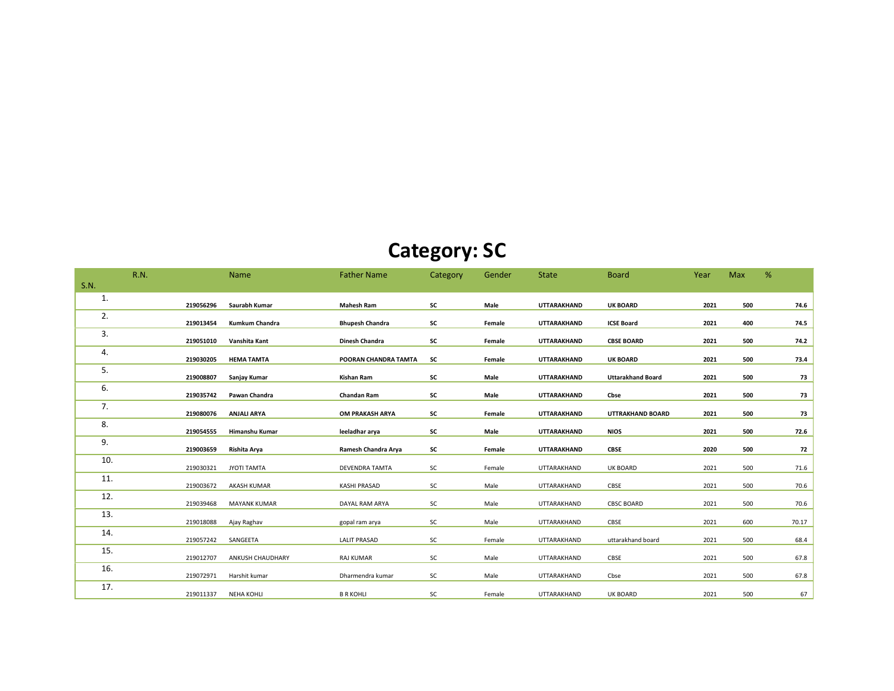# Category: SC

| S.N. | R.N. | Name | Father Name | Category | Gender | State | Board | Year | Max | % |
|---|---|---|---|---|---|---|---|---|---|---|
| 1. | **219056296** | **Saurabh Kumar** | **Mahesh Ram** | **SC** | **Male** | **UTTARAKHAND** | **UK BOARD** | **2021** | **500** | **74.6** |
| 2. | **219013454** | **Kumkum Chandra** | **Bhupesh Chandra** | **SC** | **Female** | **UTTARAKHAND** | **ICSE Board** | **2021** | **400** | **74.5** |
| 3. | **219051010** | **Vanshita Kant** | **Dinesh Chandra** | **SC** | **Female** | **UTTARAKHAND** | **CBSE BOARD** | **2021** | **500** | **74.2** |
| 4. | **219030205** | **HEMA TAMTA** | **POORAN CHANDRA TAMTA** | **SC** | **Female** | **UTTARAKHAND** | **UK BOARD** | **2021** | **500** | **73.4** |
| 5. | **219008807** | **Sanjay Kumar** | **Kishan Ram** | **SC** | **Male** | **UTTARAKHAND** | **Uttarakhand Board** | **2021** | **500** | **73** |
| 6. | **219035742** | **Pawan Chandra** | **Chandan Ram** | **SC** | **Male** | **UTTARAKHAND** | **Cbse** | **2021** | **500** | **73** |
| 7. | **219080076** | **ANJALI ARYA** | **OM PRAKASH ARYA** | **SC** | **Female** | **UTTARAKHAND** | **UTTRAKHAND BOARD** | **2021** | **500** | **73** |
| 8. | **219054555** | **Himanshu Kumar** | **leeladhar arya** | **SC** | **Male** | **UTTARAKHAND** | **NIOS** | **2021** | **500** | **72.6** |
| 9. | **219003659** | **Rishita Arya** | **Ramesh Chandra Arya** | **SC** | **Female** | **UTTARAKHAND** | **CBSE** | **2020** | **500** | **72** |
| 10. | 219030321 | JYOTI TAMTA | DEVENDRA TAMTA | SC | Female | UTTARAKHAND | UK BOARD | 2021 | 500 | 71.6 |
| 11. | 219003672 | AKASH KUMAR | KASHI PRASAD | SC | Male | UTTARAKHAND | CBSE | 2021 | 500 | 70.6 |
| 12. | 219039468 | MAYANK KUMAR | DAYAL RAM ARYA | SC | Male | UTTARAKHAND | CBSC BOARD | 2021 | 500 | 70.6 |
| 13. | 219018088 | Ajay Raghav | gopal ram arya | SC | Male | UTTARAKHAND | CBSE | 2021 | 600 | 70.17 |
| 14. | 219057242 | SANGEETA | LALIT PRASAD | SC | Female | UTTARAKHAND | uttarakhand board | 2021 | 500 | 68.4 |
| 15. | 219012707 | ANKUSH CHAUDHARY | RAJ KUMAR | SC | Male | UTTARAKHAND | CBSE | 2021 | 500 | 67.8 |
| 16. | 219072971 | Harshit kumar | Dharmendra kumar | SC | Male | UTTARAKHAND | Cbse | 2021 | 500 | 67.8 |
| 17. | 219011337 | NEHA KOHLI | B R KOHLI | SC | Female | UTTARAKHAND | UK BOARD | 2021 | 500 | 67 |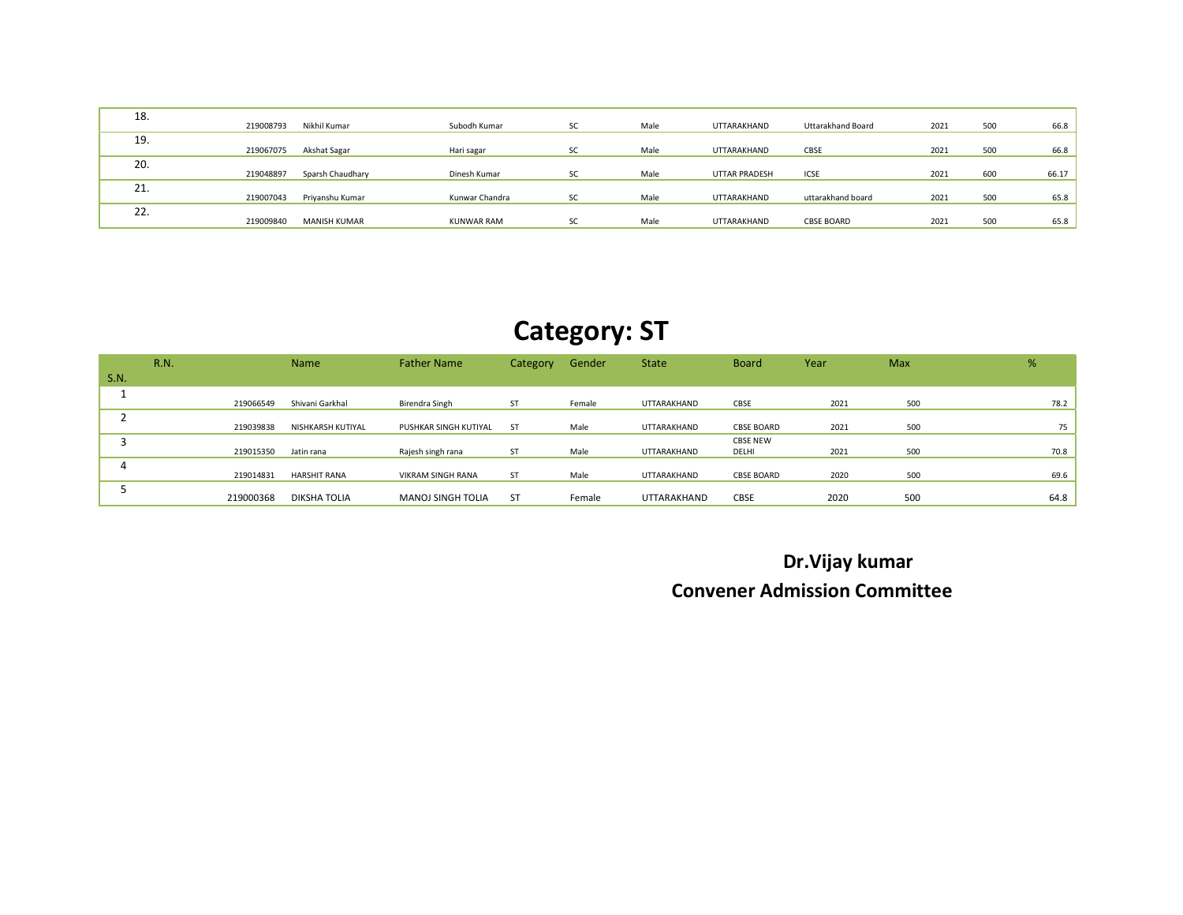| | | | | | | | | | | |
|---|---|---|---|---|---|---|---|---|---|---|
| 18. | 219008793 | Nikhil Kumar | Subodh Kumar | SC | Male | UTTARAKHAND | Uttarakhand Board | 2021 | 500 | 66.8 |
| 19. | 219067075 | Akshat Sagar | Hari sagar | SC | Male | UTTARAKHAND | CBSE | 2021 | 500 | 66.8 |
| 20. | 219048897 | Sparsh Chaudhary | Dinesh Kumar | SC | Male | UTTAR PRADESH | ICSE | 2021 | 600 | 66.17 |
| 21. | 219007043 | Priyanshu Kumar | Kunwar Chandra | SC | Male | UTTARAKHAND | uttarakhand board | 2021 | 500 | 65.8 |
| 22. | 219009840 | MANISH KUMAR | KUNWAR RAM | SC | Male | UTTARAKHAND | CBSE BOARD | 2021 | 500 | 65.8 |

# Category: ST

| S.N. | R.N. | Name | Father Name | Category | Gender | State | Board | Year | Max | % |
|---|---|---|---|---|---|---|---|---|---|---|
| 1 | 219066549 | Shivani Garkhal | Birendra Singh | ST | Female | UTTARAKHAND | CBSE | 2021 | 500 | 78.2 |
| 2 | 219039838 | NISHKARSH KUTIYAL | PUSHKAR SINGH KUTIYAL | ST | Male | UTTARAKHAND | CBSE BOARD | 2021 | 500 | 75 |
| 3 | 219015350 | Jatin rana | Rajesh singh rana | ST | Male | UTTARAKHAND | CBSE NEW DELHI | 2021 | 500 | 70.8 |
| 4 | 219014831 | HARSHIT RANA | VIKRAM SINGH RANA | ST | Male | UTTARAKHAND | CBSE BOARD | 2020 | 500 | 69.6 |
| 5 | 219000368 | DIKSHA TOLIA | MANOJ SINGH TOLIA | ST | Female | UTTARAKHAND | CBSE | 2020 | 500 | 64.8 |

**Dr.Vijay kumar**

**Convener Admission Committee**